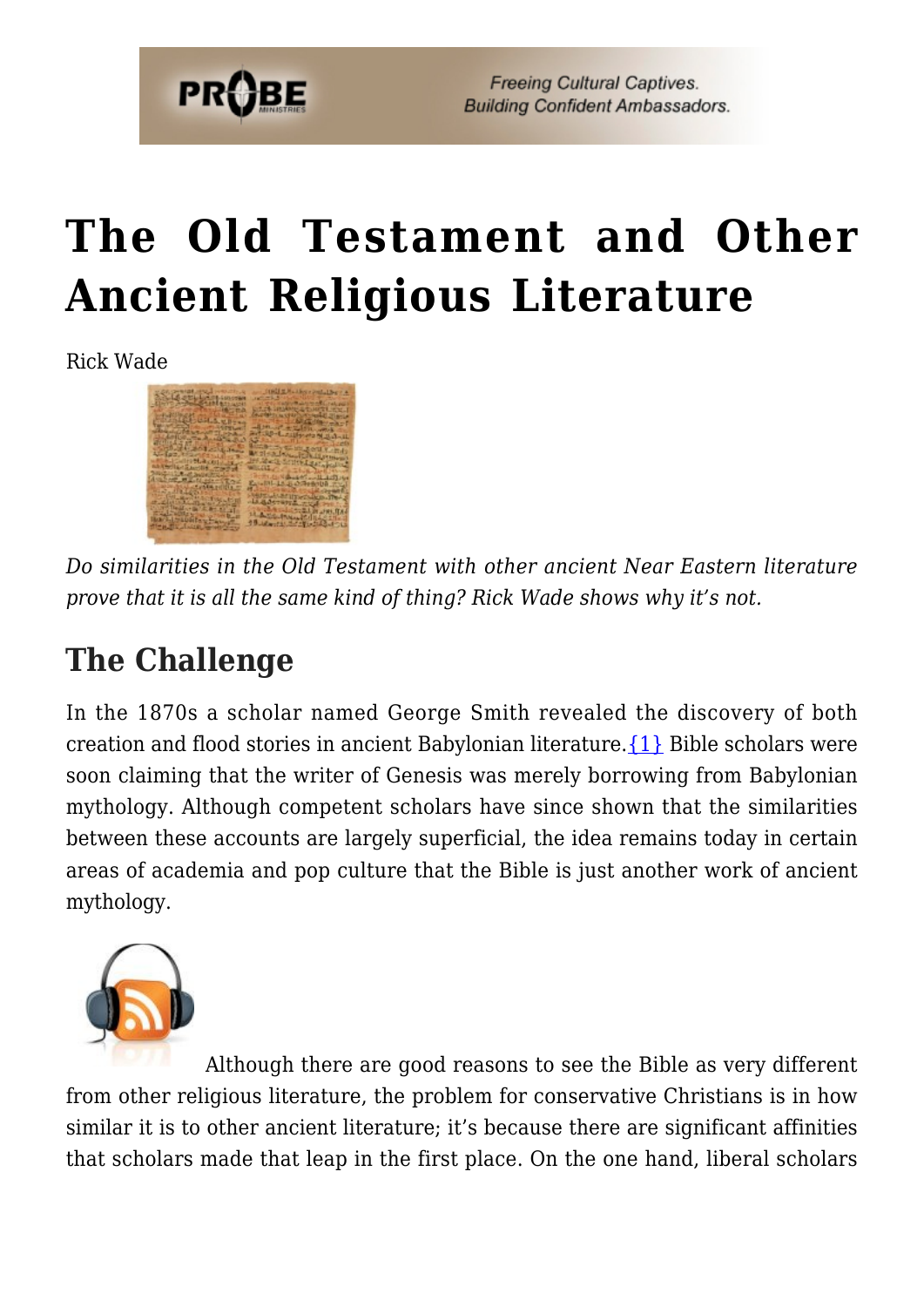# The Old Testament and Other Ancient Religious Literature

Rick Wade

*Do similarities in the Old Testament with other ancient Near Eastern literature prove that it is all the same kind of thing? Rick Wade shows why it's not.*

## The Challenge

In the 1870s a scholar named George Smith revealed the discovery of both creation and flood stories in ancient Babylonian literature.{1} Bible scholars were soon claiming that the writer of Genesis was merely borrowing from Babylonian mythology. Although competent scholars have since shown that the similarities between these accounts are largely superficial, the idea remains today in certain areas of academia and pop culture that the Bible is just another work of ancient mythology.

Although there are good reasons to see the Bible as very different from other religious literature, the problem for conservative Christians is in how similar it is to other ancient literature; it's because there are significant affinities that scholars made that leap in the first place. On the one hand, liberal scholars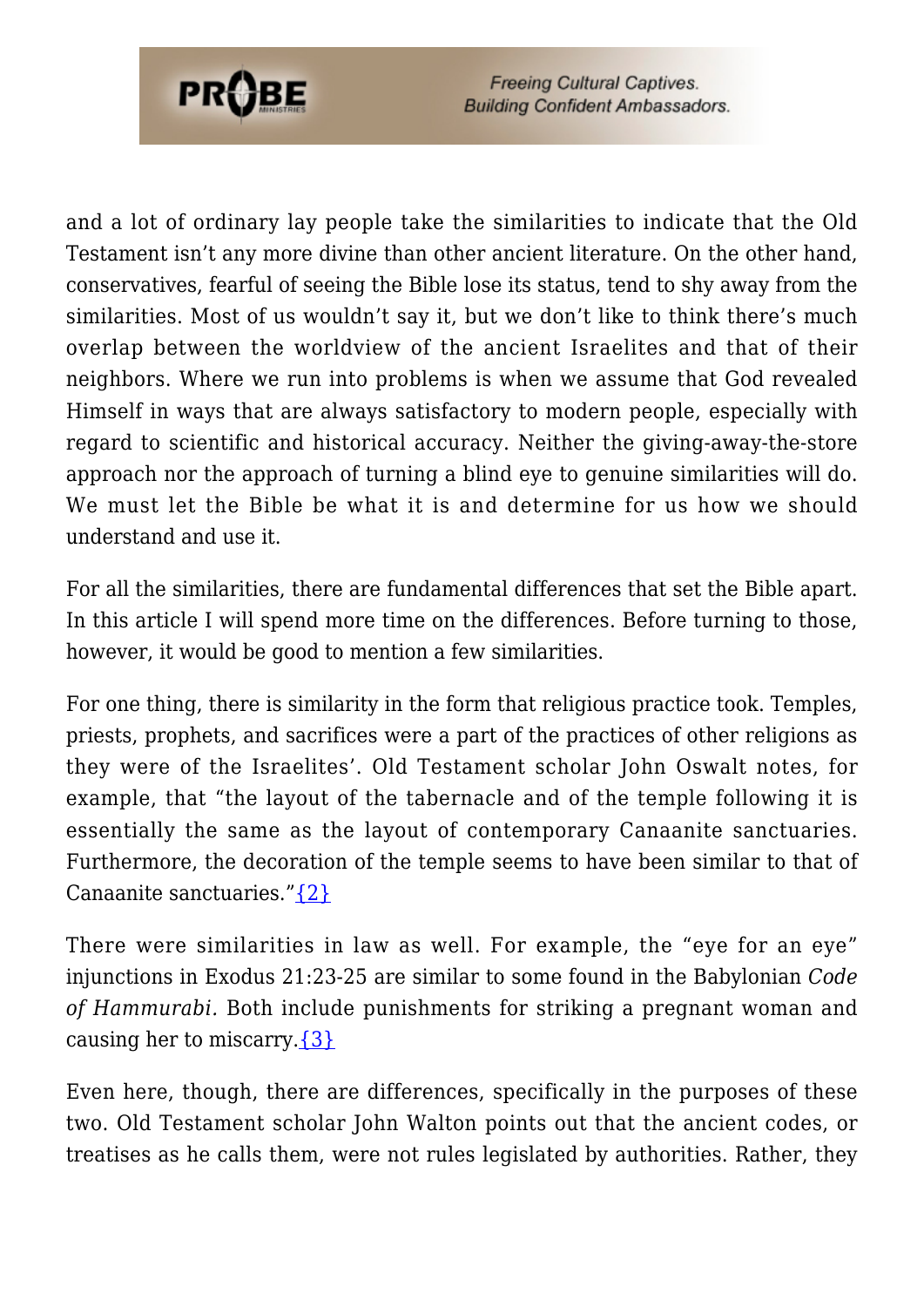and a lot of ordinary lay people take the similarities to indicate that the Old Testament isn't any more divine than other ancient literature. On the other hand, conservatives, fearful of seeing the Bible lose its status, tend to shy away from the similarities. Most of us wouldn't say it, but we don't like to think there's much overlap between the worldview of the ancient Israelites and that of their neighbors. Where we run into problems is when we assume that God revealed Himself in ways that are always satisfactory to modern people, especially with regard to scientific and historical accuracy. Neither the giving-away-the-store approach nor the approach of turning a blind eye to genuine similarities will do. We must let the Bible be what it is and determine for us how we should understand and use it.

For all the similarities, there are fundamental differences that set the Bible apart. In this article I will spend more time on the differences. Before turning to those, however, it would be good to mention a few similarities.

For one thing, there is similarity in the form that religious practice took. Temples, priests, prophets, and sacrifices were a part of the practices of other religions as they were of the Israelites'. Old Testament scholar John Oswalt notes, for example, that "the layout of the tabernacle and of the temple following it is essentially the same as the layout of contemporary Canaanite sanctuaries. Furthermore, the decoration of the temple seems to have been similar to that of Canaanite sanctuaries."{2}

There were similarities in law as well. For example, the "eye for an eye" injunctions in Exodus 21:23-25 are similar to some found in the Babylonian *Code of Hammurabi.* Both include punishments for striking a pregnant woman and causing her to miscarry.{3}

Even here, though, there are differences, specifically in the purposes of these two. Old Testament scholar John Walton points out that the ancient codes, or treatises as he calls them, were not rules legislated by authorities. Rather, they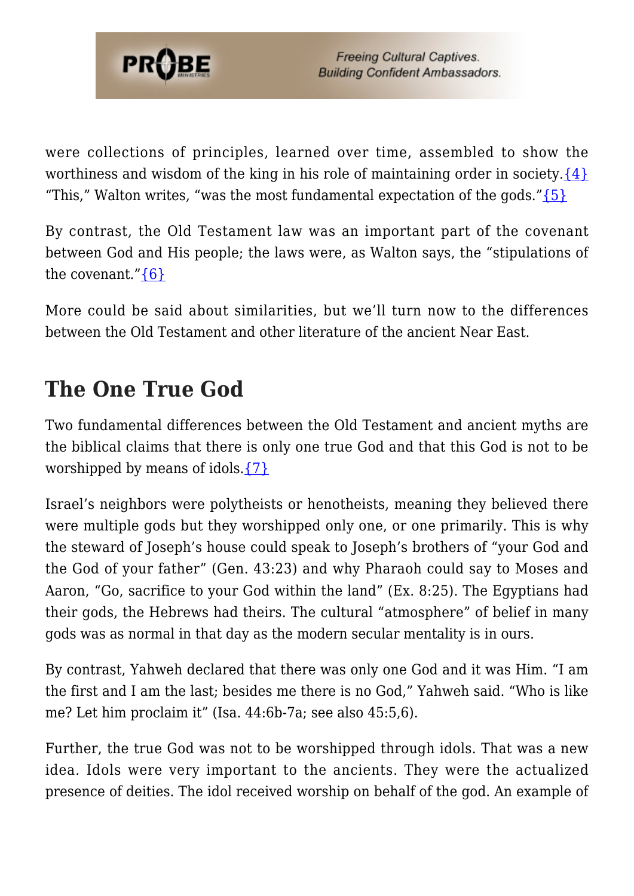were collections of principles, learned over time, assembled to show the worthiness and wisdom of the king in his role of maintaining order in society.{4} "This," Walton writes, "was the most fundamental expectation of the gods."{5}

By contrast, the Old Testament law was an important part of the covenant between God and His people; the laws were, as Walton says, the "stipulations of the covenant."{6}

More could be said about similarities, but we'll turn now to the differences between the Old Testament and other literature of the ancient Near East.

## The One True God

Two fundamental differences between the Old Testament and ancient myths are the biblical claims that there is only one true God and that this God is not to be worshipped by means of idols.{7}

Israel's neighbors were polytheists or henotheists, meaning they believed there were multiple gods but they worshipped only one, or one primarily. This is why the steward of Joseph's house could speak to Joseph's brothers of "your God and the God of your father" (Gen. 43:23) and why Pharaoh could say to Moses and Aaron, "Go, sacrifice to your God within the land" (Ex. 8:25). The Egyptians had their gods, the Hebrews had theirs. The cultural "atmosphere" of belief in many gods was as normal in that day as the modern secular mentality is in ours.

By contrast, Yahweh declared that there was only one God and it was Him. "I am the first and I am the last; besides me there is no God," Yahweh said. "Who is like me? Let him proclaim it" (Isa. 44:6b-7a; see also 45:5,6).

Further, the true God was not to be worshipped through idols. That was a new idea. Idols were very important to the ancients. They were the actualized presence of deities. The idol received worship on behalf of the god. An example of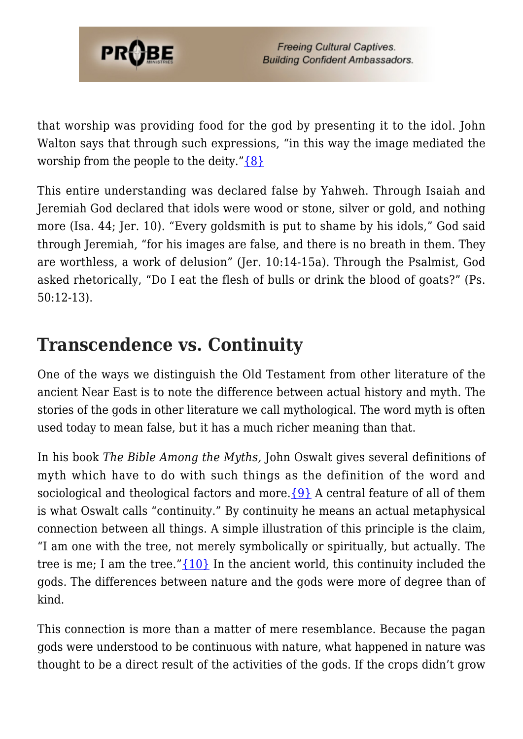that worship was providing food for the god by presenting it to the idol. John Walton says that through such expressions, "in this way the image mediated the worship from the people to the deity."{8}

This entire understanding was declared false by Yahweh. Through Isaiah and Jeremiah God declared that idols were wood or stone, silver or gold, and nothing more (Isa. 44; Jer. 10). "Every goldsmith is put to shame by his idols," God said through Jeremiah, "for his images are false, and there is no breath in them. They are worthless, a work of delusion" (Jer. 10:14-15a). Through the Psalmist, God asked rhetorically, "Do I eat the flesh of bulls or drink the blood of goats?" (Ps. 50:12-13).

## Transcendence vs. Continuity

One of the ways we distinguish the Old Testament from other literature of the ancient Near East is to note the difference between actual history and myth. The stories of the gods in other literature we call mythological. The word myth is often used today to mean false, but it has a much richer meaning than that.

In his book *The Bible Among the Myths,* John Oswalt gives several definitions of myth which have to do with such things as the definition of the word and sociological and theological factors and more.{9} A central feature of all of them is what Oswalt calls "continuity." By continuity he means an actual metaphysical connection between all things. A simple illustration of this principle is the claim, "I am one with the tree, not merely symbolically or spiritually, but actually. The tree is me; I am the tree."{10} In the ancient world, this continuity included the gods. The differences between nature and the gods were more of degree than of kind.

This connection is more than a matter of mere resemblance. Because the pagan gods were understood to be continuous with nature, what happened in nature was thought to be a direct result of the activities of the gods. If the crops didn't grow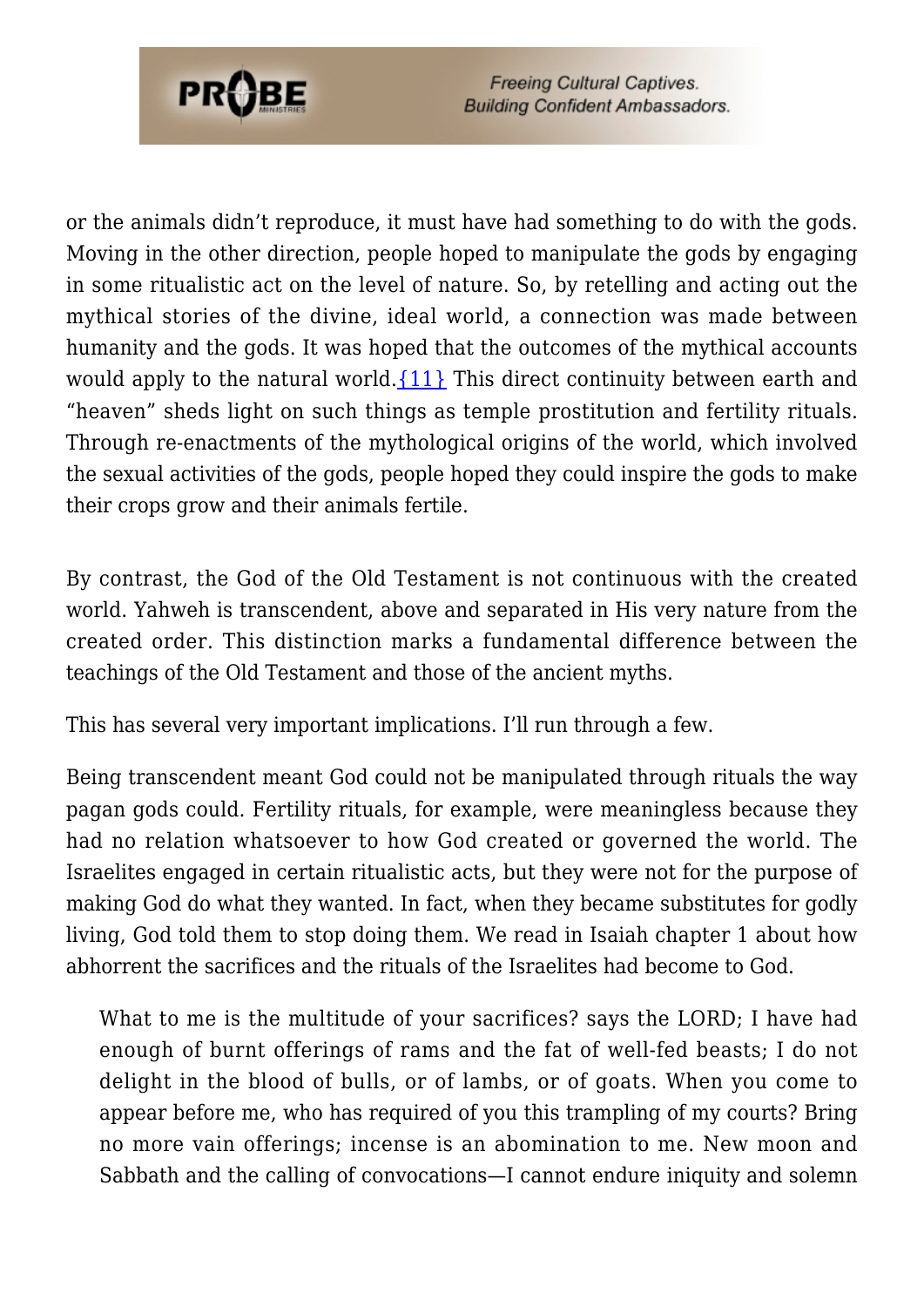or the animals didn't reproduce, it must have had something to do with the gods. Moving in the other direction, people hoped to manipulate the gods by engaging in some ritualistic act on the level of nature. So, by retelling and acting out the mythical stories of the divine, ideal world, a connection was made between humanity and the gods. It was hoped that the outcomes of the mythical accounts would apply to the natural world.{11} This direct continuity between earth and "heaven" sheds light on such things as temple prostitution and fertility rituals. Through re-enactments of the mythological origins of the world, which involved the sexual activities of the gods, people hoped they could inspire the gods to make their crops grow and their animals fertile.

By contrast, the God of the Old Testament is not continuous with the created world. Yahweh is transcendent, above and separated in His very nature from the created order. This distinction marks a fundamental difference between the teachings of the Old Testament and those of the ancient myths.

This has several very important implications. I'll run through a few.

Being transcendent meant God could not be manipulated through rituals the way pagan gods could. Fertility rituals, for example, were meaningless because they had no relation whatsoever to how God created or governed the world. The Israelites engaged in certain ritualistic acts, but they were not for the purpose of making God do what they wanted. In fact, when they became substitutes for godly living, God told them to stop doing them. We read in Isaiah chapter 1 about how abhorrent the sacrifices and the rituals of the Israelites had become to God.

> What to me is the multitude of your sacrifices? says the LORD; I have had enough of burnt offerings of rams and the fat of well-fed beasts; I do not delight in the blood of bulls, or of lambs, or of goats. When you come to appear before me, who has required of you this trampling of my courts? Bring no more vain offerings; incense is an abomination to me. New moon and Sabbath and the calling of convocations—I cannot endure iniquity and solemn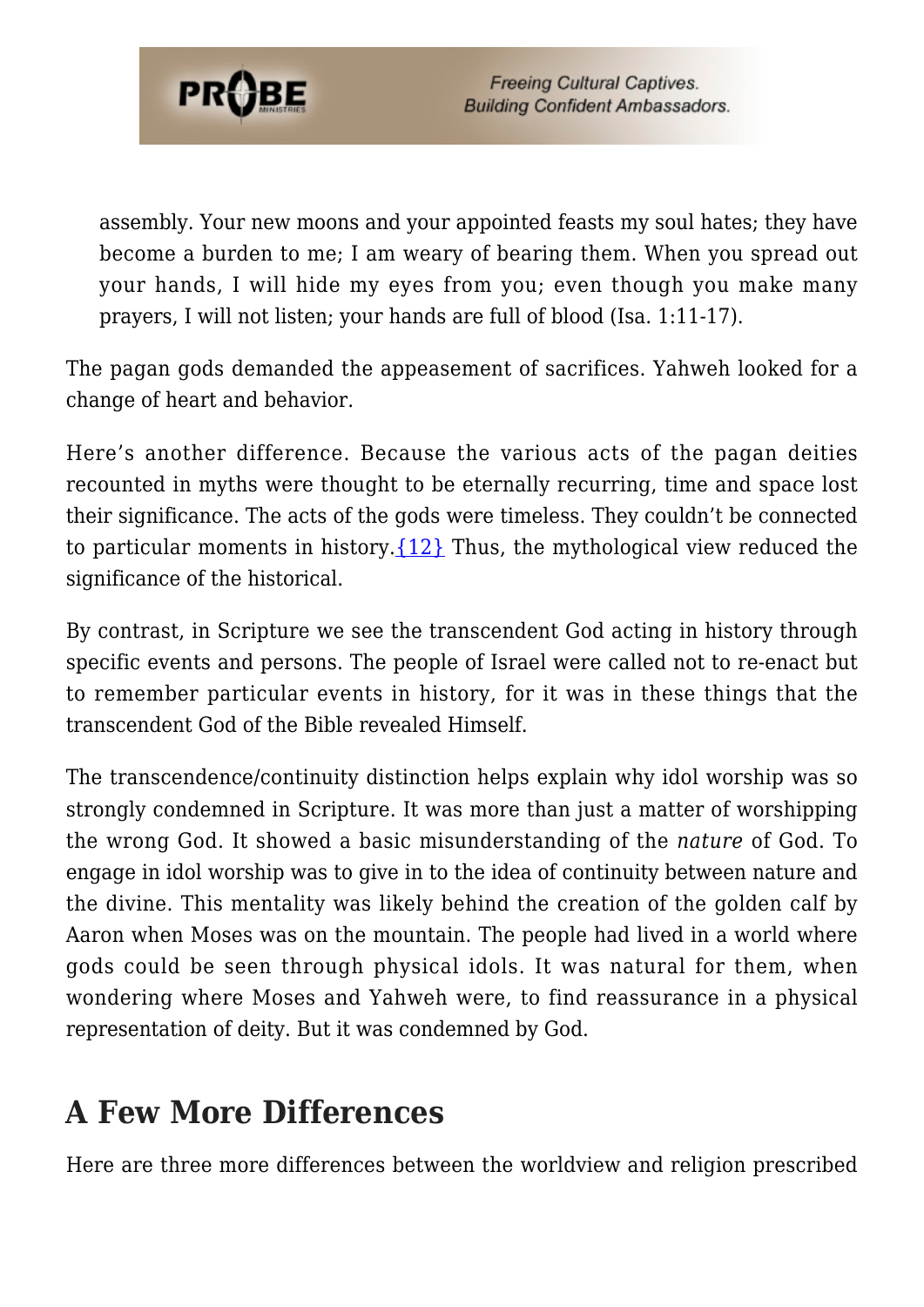> assembly. Your new moons and your appointed feasts my soul hates; they have become a burden to me; I am weary of bearing them. When you spread out your hands, I will hide my eyes from you; even though you make many prayers, I will not listen; your hands are full of blood (Isa. 1:11-17).

The pagan gods demanded the appeasement of sacrifices. Yahweh looked for a change of heart and behavior.

Here's another difference. Because the various acts of the pagan deities recounted in myths were thought to be eternally recurring, time and space lost their significance. The acts of the gods were timeless. They couldn't be connected to particular moments in history.{12} Thus, the mythological view reduced the significance of the historical.

By contrast, in Scripture we see the transcendent God acting in history through specific events and persons. The people of Israel were called not to re-enact but to remember particular events in history, for it was in these things that the transcendent God of the Bible revealed Himself.

The transcendence/continuity distinction helps explain why idol worship was so strongly condemned in Scripture. It was more than just a matter of worshipping the wrong God. It showed a basic misunderstanding of the *nature* of God. To engage in idol worship was to give in to the idea of continuity between nature and the divine. This mentality was likely behind the creation of the golden calf by Aaron when Moses was on the mountain. The people had lived in a world where gods could be seen through physical idols. It was natural for them, when wondering where Moses and Yahweh were, to find reassurance in a physical representation of deity. But it was condemned by God.

## A Few More Differences

Here are three more differences between the worldview and religion prescribed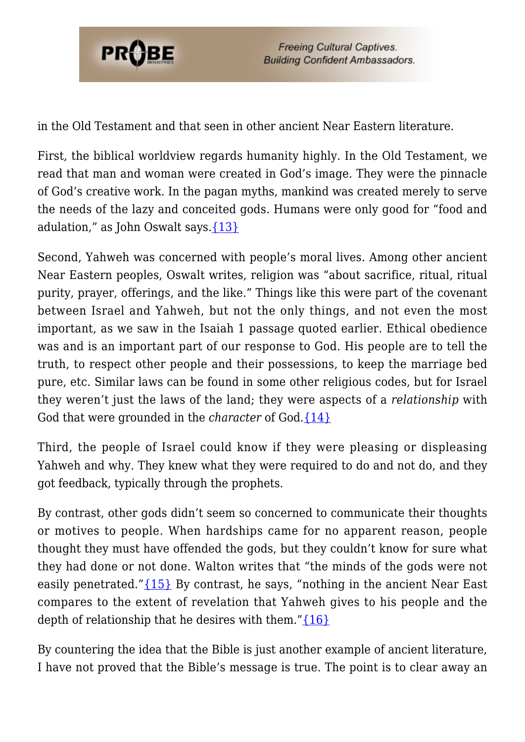in the Old Testament and that seen in other ancient Near Eastern literature.

First, the biblical worldview regards humanity highly. In the Old Testament, we read that man and woman were created in God's image. They were the pinnacle of God's creative work. In the pagan myths, mankind was created merely to serve the needs of the lazy and conceited gods. Humans were only good for "food and adulation," as John Oswalt says.{13}

Second, Yahweh was concerned with people's moral lives. Among other ancient Near Eastern peoples, Oswalt writes, religion was "about sacrifice, ritual, ritual purity, prayer, offerings, and the like." Things like this were part of the covenant between Israel and Yahweh, but not the only things, and not even the most important, as we saw in the Isaiah 1 passage quoted earlier. Ethical obedience was and is an important part of our response to God. His people are to tell the truth, to respect other people and their possessions, to keep the marriage bed pure, etc. Similar laws can be found in some other religious codes, but for Israel they weren't just the laws of the land; they were aspects of a *relationship* with God that were grounded in the *character* of God.{14}

Third, the people of Israel could know if they were pleasing or displeasing Yahweh and why. They knew what they were required to do and not do, and they got feedback, typically through the prophets.

By contrast, other gods didn't seem so concerned to communicate their thoughts or motives to people. When hardships came for no apparent reason, people thought they must have offended the gods, but they couldn't know for sure what they had done or not done. Walton writes that "the minds of the gods were not easily penetrated."{15} By contrast, he says, "nothing in the ancient Near East compares to the extent of revelation that Yahweh gives to his people and the depth of relationship that he desires with them."{16}

By countering the idea that the Bible is just another example of ancient literature, I have not proved that the Bible's message is true. The point is to clear away an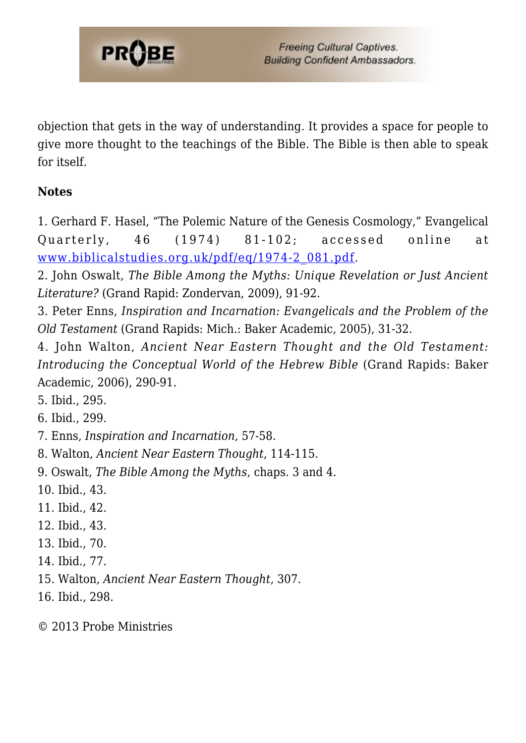objection that gets in the way of understanding. It provides a space for people to give more thought to the teachings of the Bible. The Bible is then able to speak for itself.

**Notes**

1. Gerhard F. Hasel, "The Polemic Nature of the Genesis Cosmology," Evangelical Quarterly, 46 (1974) 81-102; accessed online at www.biblicalstudies.org.uk/pdf/eq/1974-2_081.pdf.
2. John Oswalt, *The Bible Among the Myths: Unique Revelation or Just Ancient Literature?* (Grand Rapid: Zondervan, 2009), 91-92.
3. Peter Enns, *Inspiration and Incarnation: Evangelicals and the Problem of the Old Testament* (Grand Rapids: Mich.: Baker Academic, 2005), 31-32.
4. John Walton, *Ancient Near Eastern Thought and the Old Testament: Introducing the Conceptual World of the Hebrew Bible* (Grand Rapids: Baker Academic, 2006), 290-91.
5. Ibid., 295.
6. Ibid., 299.
7. Enns, *Inspiration and Incarnation*, 57-58.
8. Walton, *Ancient Near Eastern Thought*, 114-115.
9. Oswalt, *The Bible Among the Myths*, chaps. 3 and 4.
10. Ibid., 43.
11. Ibid., 42.
12. Ibid., 43.
13. Ibid., 70.
14. Ibid., 77.
15. Walton, *Ancient Near Eastern Thought*, 307.
16. Ibid., 298.

© 2013 Probe Ministries